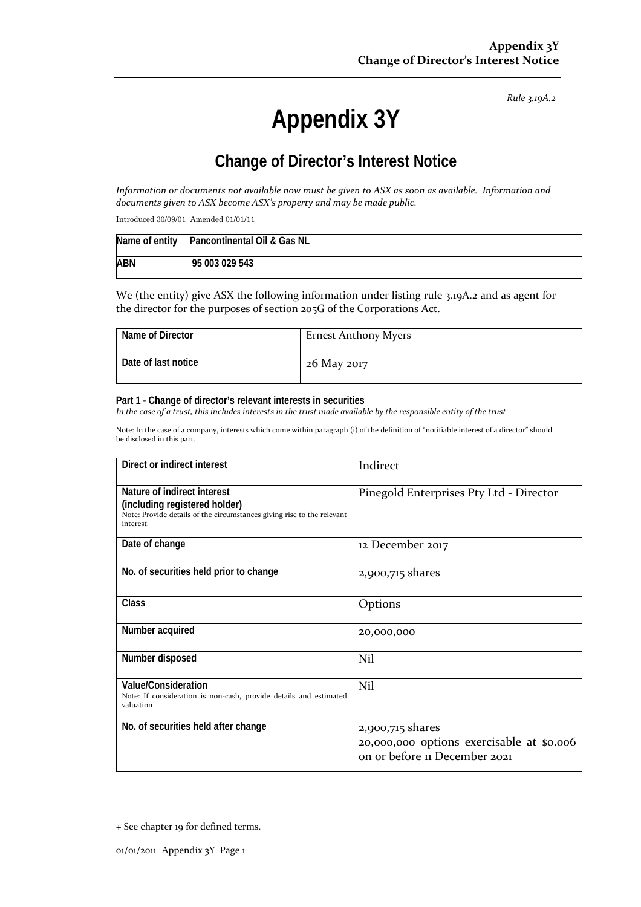*Rule 3.19A.2*

# Appendix 3Y

## Change of Director's Interest Notice

*Information or documents not available now must be given to ASX as soon as available. Information and documents given to ASX become ASX's property and may be made public.*

Introduced 30/09/01 Amended 01/01/11

| | |
|---|---|
| **Name of entity** | **Pancontinental Oil & Gas NL** |
| **ABN** | **95 003 029 543** |

We (the entity) give ASX the following information under listing rule 3.19A.2 and as agent for the director for the purposes of section 205G of the Corporations Act.

| | |
|---|---|
| **Name of Director** | Ernest Anthony Myers |
| **Date of last notice** | 26 May 2017 |

**Part 1 - Change of director's relevant interests in securities**
*In the case of a trust, this includes interests in the trust made available by the responsible entity of the trust*

Note: In the case of a company, interests which come within paragraph (i) of the definition of "notifiable interest of a director" should be disclosed in this part.

| | |
|---|---|
| **Direct or indirect interest** | Indirect |
| **Nature of indirect interest (including registered holder)**<br>Note: Provide details of the circumstances giving rise to the relevant interest. | Pinegold Enterprises Pty Ltd - Director |
| **Date of change** | 12 December 2017 |
| **No. of securities held prior to change** | 2,900,715 shares |
| **Class** | Options |
| **Number acquired** | 20,000,000 |
| **Number disposed** | Nil |
| **Value/Consideration**<br>Note: If consideration is non-cash, provide details and estimated valuation | Nil |
| **No. of securities held after change** | 2,900,715 shares<br>20,000,000 options exercisable at $0.006 on or before 11 December 2021 |

+ See chapter 19 for defined terms.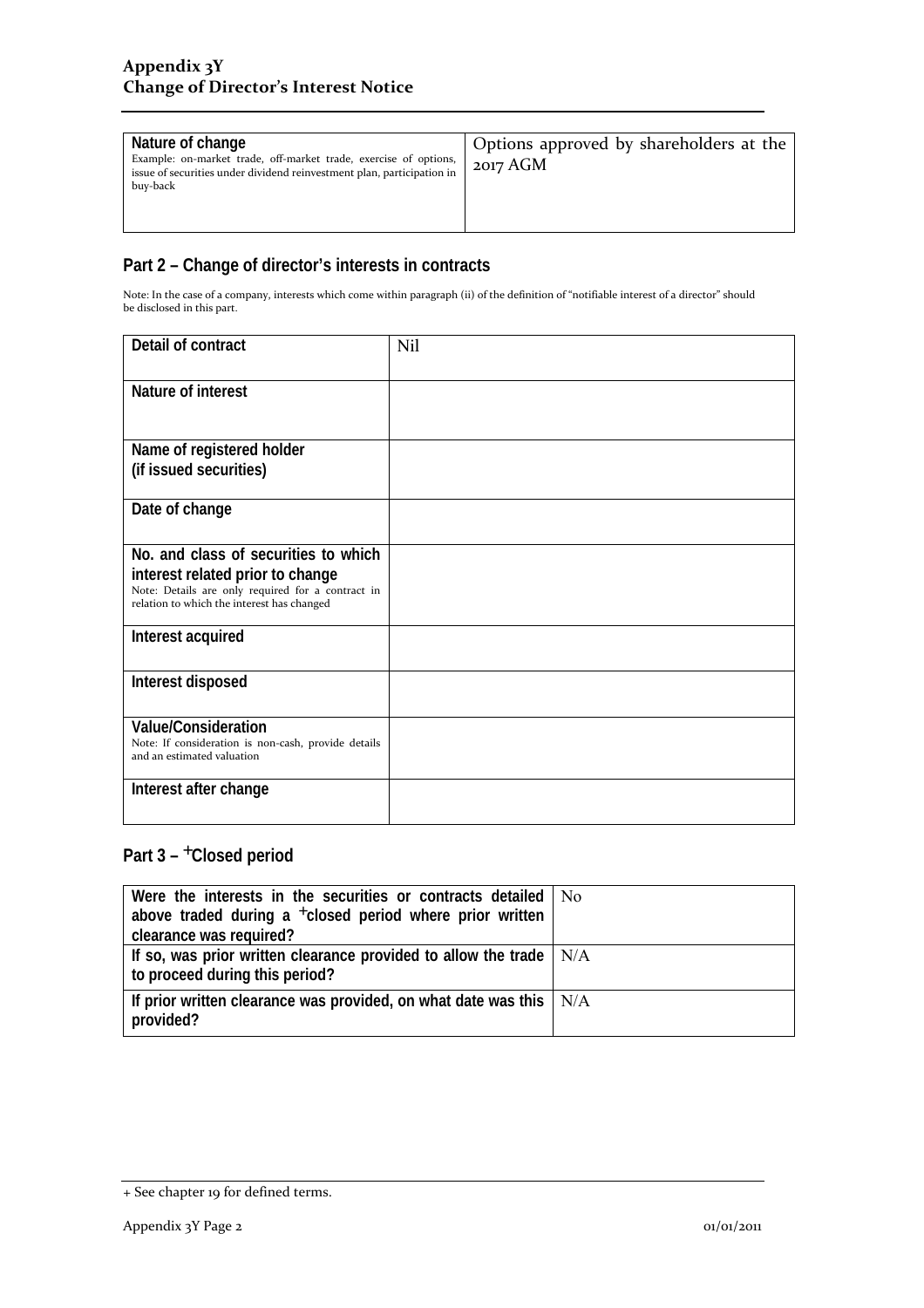## Appendix 3Y
## Change of Director's Interest Notice

| | |
|---|---|
| **Nature of change**<br>Example: on-market trade, off-market trade, exercise of options, issue of securities under dividend reinvestment plan, participation in buy-back | Options approved by shareholders at the 2017 AGM |

## Part 2 – Change of director's interests in contracts

Note: In the case of a company, interests which come within paragraph (ii) of the definition of "notifiable interest of a director" should be disclosed in this part.

| | |
|---|---|
| **Detail of contract** | Nil |
| **Nature of interest** | |
| **Name of registered holder (if issued securities)** | |
| **Date of change** | |
| **No. and class of securities to which interest related prior to change**<br>Note: Details are only required for a contract in relation to which the interest has changed | |
| **Interest acquired** | |
| **Interest disposed** | |
| **Value/Consideration**<br>Note: If consideration is non-cash, provide details and an estimated valuation | |
| **Interest after change** | |

## Part 3 – +Closed period

| | |
|---|---|
| **Were the interests in the securities or contracts detailed above traded during a +closed period where prior written clearance was required?** | No |
| **If so, was prior written clearance provided to allow the trade to proceed during this period?** | N/A |
| **If prior written clearance was provided, on what date was this provided?** | N/A |

+ See chapter 19 for defined terms.